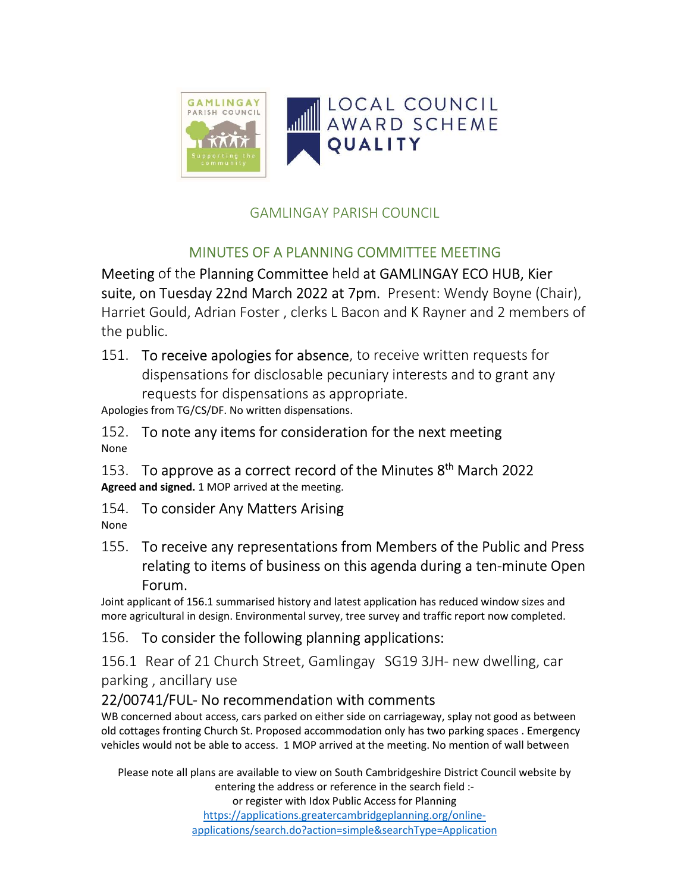GAMLINGAY PARISH COUNCIL

LOCAL COUNCIL AWARD SCHEME QUALITY

# GAMLINGAY PARISH COUNCIL

## MINUTES OF A PLANNING COMMITTEE MEETING

Meeting of the Planning Committee held at GAMLINGAY ECO HUB, Kier suite, on Tuesday 22nd March 2022 at 7pm. Present: Wendy Boyne (Chair), Harriet Gould, Adrian Foster , clerks L Bacon and K Rayner and 2 members of the public.

151. To receive apologies for absence, to receive written requests for dispensations for disclosable pecuniary interests and to grant any requests for dispensations as appropriate.

Apologies from TG/CS/DF. No written dispensations.

152. To note any items for consideration for the next meeting

None

153. To approve as a correct record of the Minutes 8th March 2022

**Agreed and signed.** 1 MOP arrived at the meeting.

154. To consider Any Matters Arising

None

155. To receive any representations from Members of the Public and Press relating to items of business on this agenda during a ten-minute Open Forum.

Joint applicant of 156.1 summarised history and latest application has reduced window sizes and more agricultural in design. Environmental survey, tree survey and traffic report now completed.

156. To consider the following planning applications:

156.1 Rear of 21 Church Street, Gamlingay SG19 3JH- new dwelling, car parking , ancillary use

22/00741/FUL- No recommendation with comments

WB concerned about access, cars parked on either side on carriageway, splay not good as between old cottages fronting Church St. Proposed accommodation only has two parking spaces . Emergency vehicles would not be able to access. 1 MOP arrived at the meeting. No mention of wall between

Please note all plans are available to view on South Cambridgeshire District Council website by entering the address or reference in the search field :-
or register with Idox Public Access for Planning
https://applications.greatercambridgeplanning.org/online-applications/search.do?action=simple&searchType=Application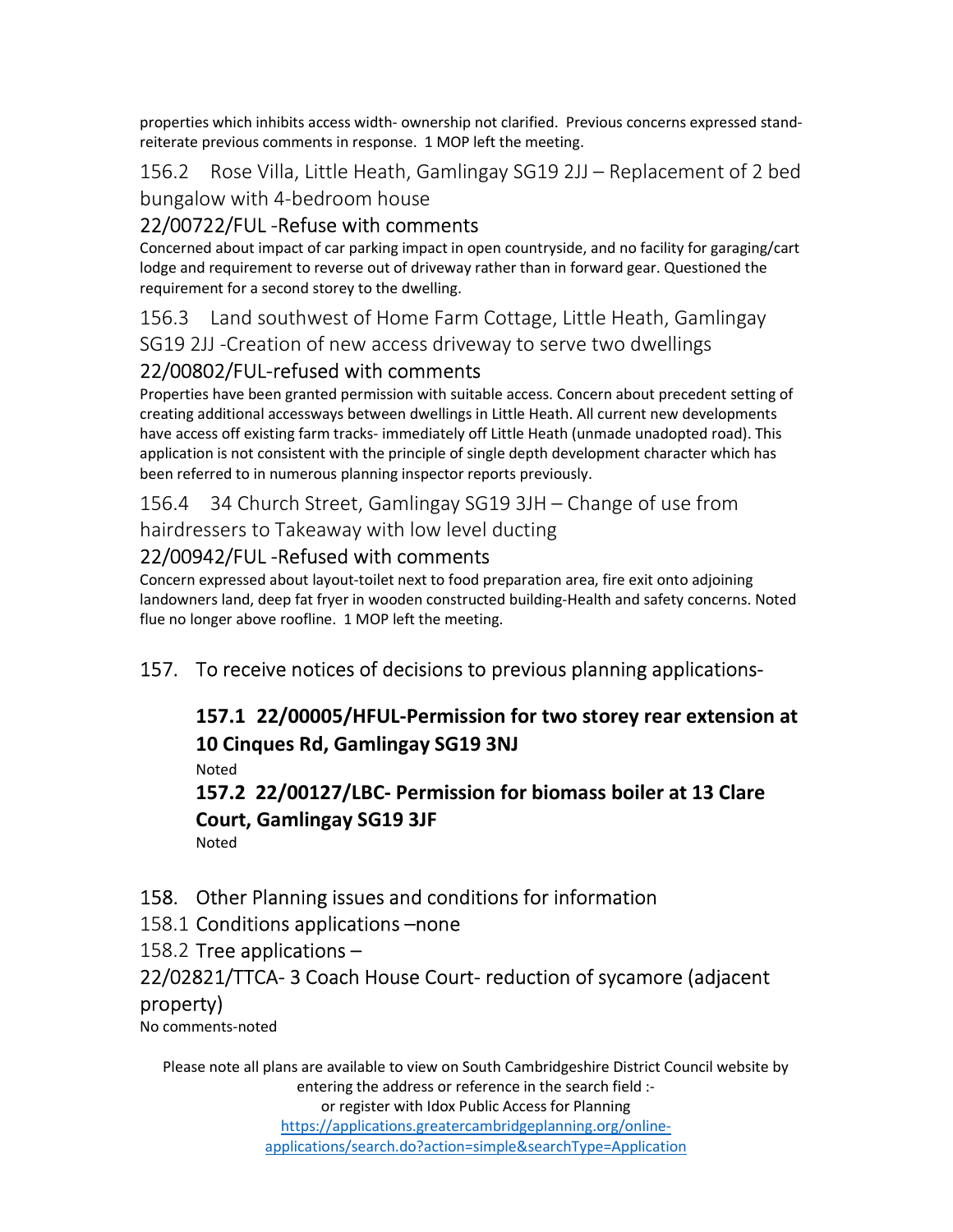properties which inhibits access width- ownership not clarified. Previous concerns expressed stand- reiterate previous comments in response. 1 MOP left the meeting.

### 156.2 Rose Villa, Little Heath, Gamlingay SG19 2JJ – Replacement of 2 bed bungalow with 4-bedroom house

### 22/00722/FUL -Refuse with comments

Concerned about impact of car parking impact in open countryside, and no facility for garaging/cart lodge and requirement to reverse out of driveway rather than in forward gear. Questioned the requirement for a second storey to the dwelling.

### 156.3 Land southwest of Home Farm Cottage, Little Heath, Gamlingay SG19 2JJ -Creation of new access driveway to serve two dwellings

### 22/00802/FUL-refused with comments

Properties have been granted permission with suitable access. Concern about precedent setting of creating additional accessways between dwellings in Little Heath. All current new developments have access off existing farm tracks- immediately off Little Heath (unmade unadopted road). This application is not consistent with the principle of single depth development character which has been referred to in numerous planning inspector reports previously.

### 156.4 34 Church Street, Gamlingay SG19 3JH – Change of use from hairdressers to Takeaway with low level ducting

### 22/00942/FUL -Refused with comments

Concern expressed about layout-toilet next to food preparation area, fire exit onto adjoining landowners land, deep fat fryer in wooden constructed building-Health and safety concerns. Noted flue no longer above roofline. 1 MOP left the meeting.

## 157. To receive notices of decisions to previous planning applications-

### **157.1 22/00005/HFUL-Permission for two storey rear extension at 10 Cinques Rd, Gamlingay SG19 3NJ**

Noted

### **157.2 22/00127/LBC- Permission for biomass boiler at 13 Clare Court, Gamlingay SG19 3JF**

Noted

## 158. Other Planning issues and conditions for information

### 158.1 Conditions applications –none

### 158.2 Tree applications –

### 22/02821/TTCA- 3 Coach House Court- reduction of sycamore (adjacent property)

No comments-noted

Please note all plans are available to view on South Cambridgeshire District Council website by entering the address or reference in the search field :-
or register with Idox Public Access for Planning
[https://applications.greatercambridgeplanning.org/online-applications/search.do?action=simple&searchType=Application](https://applications.greatercambridgeplanning.org/online-applications/search.do?action=simple&searchType=Application)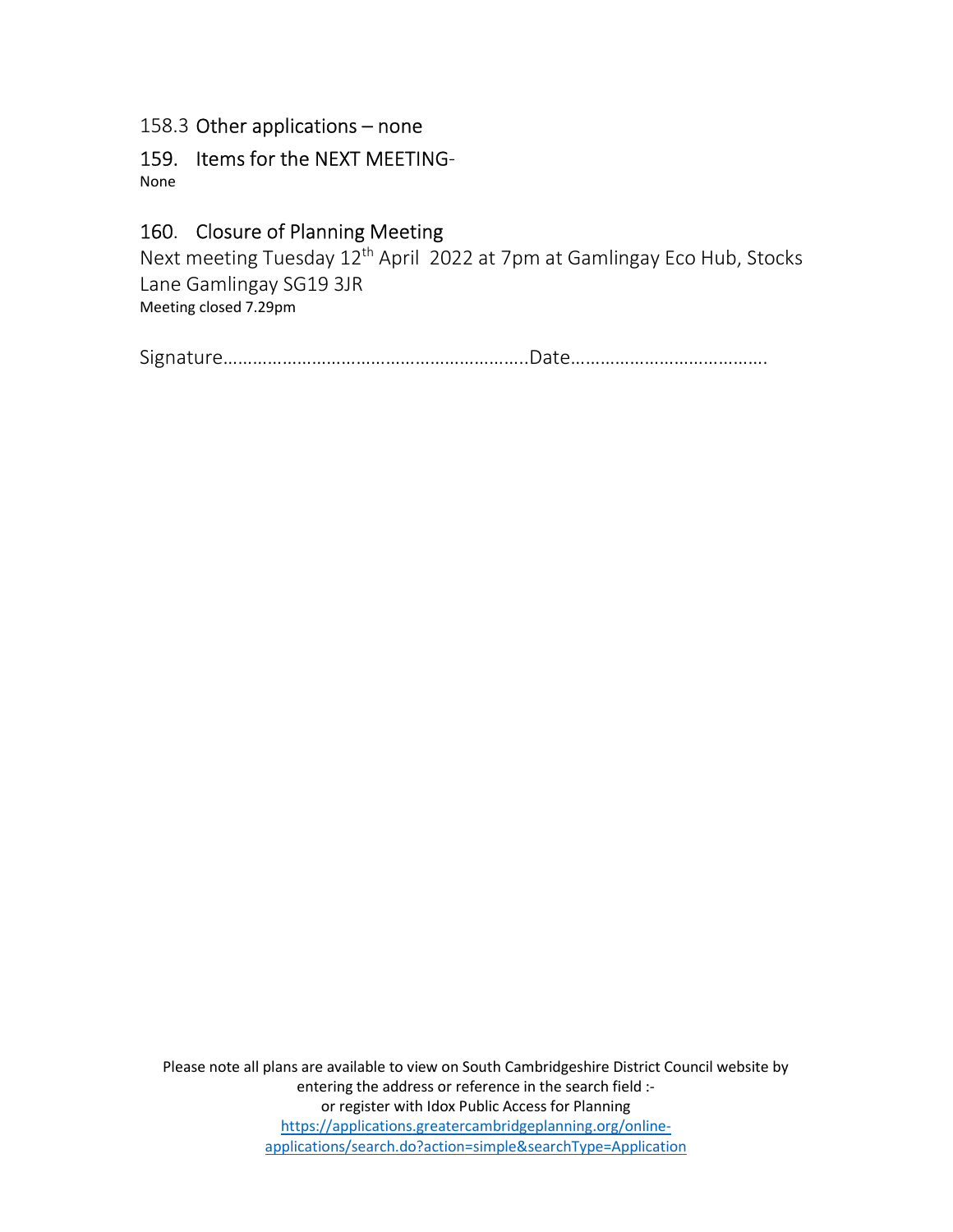158.3 Other applications – none

## 159. Items for the NEXT MEETING-

None

## 160. Closure of Planning Meeting

Next meeting Tuesday 12th April 2022 at 7pm at Gamlingay Eco Hub, Stocks Lane Gamlingay SG19 3JR

Meeting closed 7.29pm

Signature……………………………………………………..Date…………………………………

Please note all plans are available to view on South Cambridgeshire District Council website by entering the address or reference in the search field :-
or register with Idox Public Access for Planning
https://applications.greatercambridgeplanning.org/online-applications/search.do?action=simple&searchType=Application